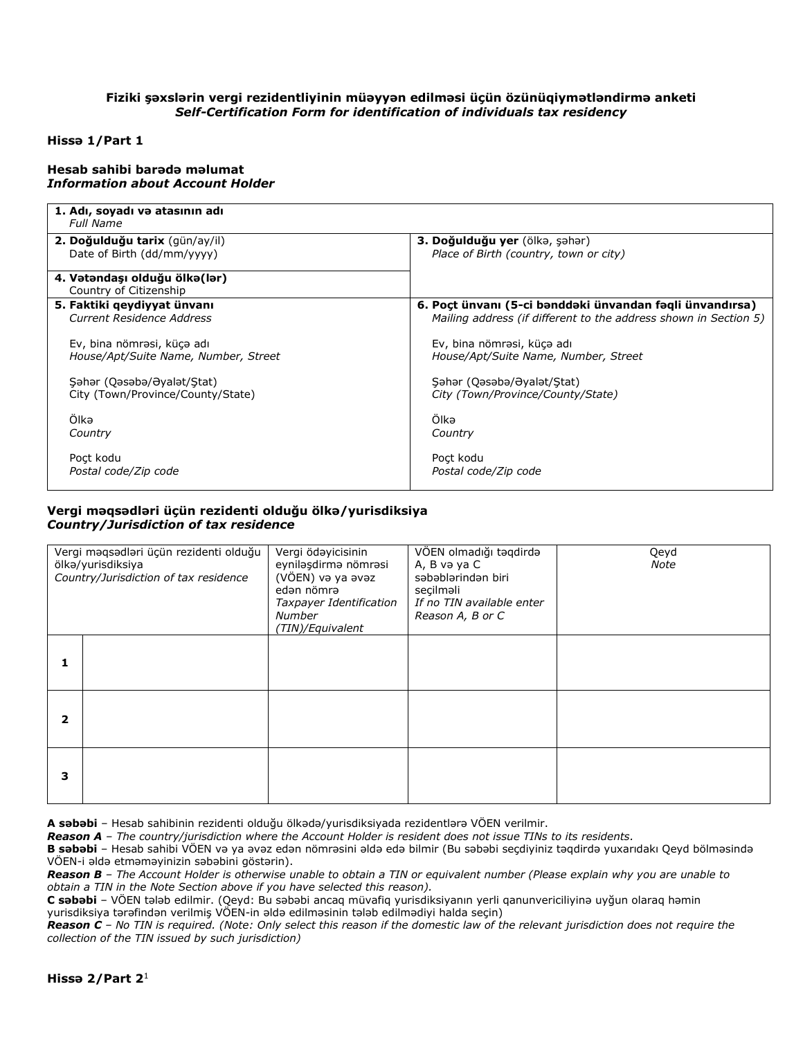**Fiziki şəxslərin vergi rezidentliyinin müəyyən edilməsi üçün özünüqiymətləndirmə anketi**
***Self-Certification Form for identification of individuals tax residency***

**Hissə 1/Part 1**

**Hesab sahibi barədə məlumat**
***Information about Account Holder***

| | |
|---|---|
| **1. Adı, soyadı və atasının adı**<br>*Full Name* | |
| **2. Doğulduğu tarix** (gün/ay/il)<br>Date of Birth (dd/mm/yyyy) | **3. Doğulduğu yer** (ölkə, şəhər)<br>*Place of Birth (country, town or city)* |
| **4. Vətəndaşı olduğu ölkə(lər)**<br>Country of Citizenship | |
| **5. Faktiki qeydiyyat ünvanı**<br>*Current Residence Address*<br><br>Ev, bina nömrəsi, küçə adı<br>*House/Apt/Suite Name, Number, Street*<br><br>Şəhər (Qəsəbə/Əyalət/Ştat)<br>City (Town/Province/County/State)<br><br>Ölkə<br>*Country*<br><br>Poçt kodu<br>*Postal code/Zip code* | **6. Poçt ünvanı (5-ci bənddəki ünvandan fəqli ünvandırsa)**<br>*Mailing address (if different to the address shown in Section 5)*<br><br>Ev, bina nömrəsi, küçə adı<br>*House/Apt/Suite Name, Number, Street*<br><br>Şəhər (Qəsəbə/Əyalət/Ştat)<br>*City (Town/Province/County/State)*<br><br>Ölkə<br>*Country*<br><br>Poçt kodu<br>*Postal code/Zip code* |

**Vergi məqsədləri üçün rezidenti olduğu ölkə/yurisdiksiya**
***Country/Jurisdiction of tax residence***

| Vergi məqsədləri üçün rezidenti olduğu ölkə/yurisdiksiya<br>*Country/Jurisdiction of tax residence* | | Vergi ödəyicisinin eyniləşdirmə nömrəsi (VÖEN) və ya əvəz edən nömrə<br>*Taxpayer Identification Number (TIN)/Equivalent* | VÖEN olmadığı təqdirdə A, B və ya C səbəblərindən biri seçilməli<br>*If no TIN available enter Reason A, B or C* | Qeyd<br>*Note* |
|---|---|---|---|---|
| **1** | | | | |
| **2** | | | | |
| **3** | | | | |

**A səbəbi** – Hesab sahibinin rezidenti olduğu ölkədə/yurisdiksiyada rezidentlərə VÖEN verilmir.
***Reason A*** *– The country/jurisdiction where the Account Holder is resident does not issue TINs to its residents.*
**B səbəbi** – Hesab sahibi VÖEN və ya əvəz edən nömrəsini əldə edə bilmir (Bu səbəbi seçdiyiniz təqdirdə yuxarıdakı Qeyd bölməsində VÖEN-i əldə etməməyinizin səbəbini göstərin).
***Reason B*** *– The Account Holder is otherwise unable to obtain a TIN or equivalent number (Please explain why you are unable to obtain a TIN in the Note Section above if you have selected this reason).*
**C səbəbi** – VÖEN tələb edilmir. (Qeyd: Bu səbəbi ancaq müvafiq yurisdiksiyanın yerli qanunvericiliyinə uyğun olaraq həmin yurisdiksiya tərəfindən verilmiş VÖEN-in əldə edilməsinin tələb edilmədiyi halda seçin)
***Reason C*** *– No TIN is required. (Note: Only select this reason if the domestic law of the relevant jurisdiction does not require the collection of the TIN issued by such jurisdiction)*

**Hissə 2/Part 2**[1]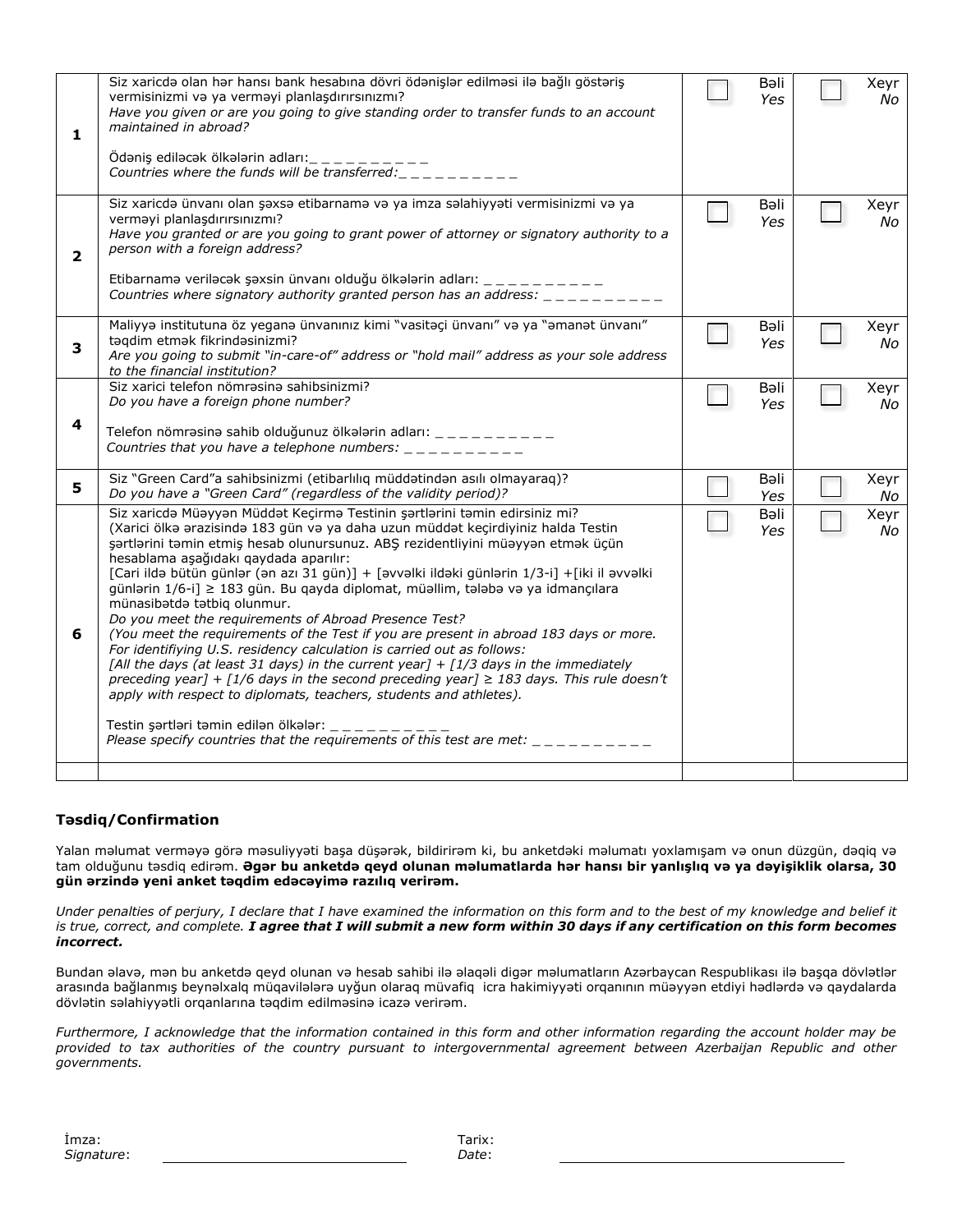| | | | |
|---|---|---|---|
| **1** | Siz xaricdə olan hər hansı bank hesabına dövri ödənişlər edilməsi ilə bağlı göstəriş vermisinizmi və ya verməyi planlaşdırırsınızmı?<br>*Have you given or are you going to give standing order to transfer funds to an account maintained in abroad?*<br><br>Ödəniş ediləcək ölkələrin adları:_ _ _ _ _ _ _ _ _ _<br>*Countries where the funds will be transferred:_ _ _ _ _ _ _ _ _ _* | ☐ Bəli *Yes* | ☐ Xeyr *No* |
| **2** | Siz xaricdə ünvanı olan şəxsə etibarnamə və ya imza səlahiyyəti vermisinizmi və ya verməyi planlaşdırırsınızmı?<br>*Have you granted or are you going to grant power of attorney or signatory authority to a person with a foreign address?*<br><br>Etibarnamə veriləcək şəxsin ünvanı olduğu ölkələrin adları: _ _ _ _ _ _ _ _ _ _<br>*Countries where signatory authority granted person has an address: _ _ _ _ _ _ _ _ _ _* | ☐ Bəli *Yes* | ☐ Xeyr *No* |
| **3** | Maliyyə institutuna öz yeganə ünvanınız kimi "vasitəçi ünvanı" və ya "əmanət ünvanı" təqdim etmək fikrindəsinizmi?<br>*Are you going to submit "in-care-of" address or "hold mail" address as your sole address to the financial institution?* | ☐ Bəli *Yes* | ☐ Xeyr *No* |
| **4** | Siz xarici telefon nömrəsinə sahibsinizmi?<br>*Do you have a foreign phone number?*<br><br>Telefon nömrəsinə sahib olduğunuz ölkələrin adları: _ _ _ _ _ _ _ _ _ _<br>*Countries that you have a telephone numbers: _ _ _ _ _ _ _ _ _ _* | ☐ Bəli *Yes* | ☐ Xeyr *No* |
| **5** | Siz "Green Card"a sahibsinizmi (etibarlılıq müddətindən asılı olmayaraq)?<br>*Do you have a "Green Card" (regardless of the validity period)?* | ☐ Bəli *Yes* | ☐ Xeyr *No* |
| **6** | Siz xaricdə Müəyyən Müddət Keçirmə Testinin şərtlərini təmin edirsiniz mi?<br>(Xarici ölkə ərazisində 183 gün və ya daha uzun müddət keçirdiyiniz halda Testin şərtlərini təmin etmiş hesab olunursunuz. ABŞ rezidentliyini müəyyən etmək üçün hesablama aşağıdakı qaydada aparılır:<br>[Cari ildə bütün günlər (ən azı 31 gün)] + [əvvəlki ildəki günlərin 1/3-i] +[iki il əvvəlki günlərin 1/6-i] ≥ 183 gün. Bu qayda diplomat, müəllim, tələbə və ya idmançılara münasibətdə tətbiq olunmur.<br>*Do you meet the requirements of Abroad Presence Test?*<br>*(You meet the requirements of the Test if you are present in abroad 183 days or more. For identifiying U.S. residency calculation is carried out as follows:*<br>*[All the days (at least 31 days) in the current year] + [1/3 days in the immediately preceding year] + [1/6 days in the second preceding year] ≥ 183 days. This rule doesn't apply with respect to diplomats, teachers, students and athletes).*<br><br>Testin şərtləri təmin edilən ölkələr: _ _ _ _ _ _ _ _ _ _<br>*Please specify countries that the requirements of this test are met: _ _ _ _ _ _ _ _ _ _* | ☐ Bəli *Yes* | ☐ Xeyr *No* |
| | | | |

### Təsdiq/Confirmation

Yalan məlumat verməyə görə məsuliyyəti başa düşərək, bildirirəm ki, bu anketdəki məlumatı yoxlamışam və onun düzgün, dəqiq və tam olduğunu təsdiq edirəm. **Əgər bu anketdə qeyd olunan məlumatlarda hər hansı bir yanlışlıq və ya dəyişiklik olarsa, 30 gün ərzində yeni anket təqdim edəcəyimə razılıq verirəm.**

*Under penalties of perjury, I declare that I have examined the information on this form and to the best of my knowledge and belief it is true, correct, and complete.* ***I agree that I will submit a new form within 30 days if any certification on this form becomes incorrect.***

Bundan əlavə, mən bu anketdə qeyd olunan və hesab sahibi ilə əlaqəli digər məlumatların Azərbaycan Respublikası ilə başqa dövlətlər arasında bağlanmış beynəlxalq müqavilələrə uyğun olaraq müvafiq icra hakimiyyəti orqanının müəyyən etdiyi hədlərdə və qaydalarda dövlətin səlahiyyətli orqanlarına təqdim edilməsinə icazə verirəm.

*Furthermore, I acknowledge that the information contained in this form and other information regarding the account holder may be provided to tax authorities of the country pursuant to intergovernmental agreement between Azerbaijan Republic and other governments.*

İmza:
*Signature*: ______________________________

Tarix:
*Date*: ______________________________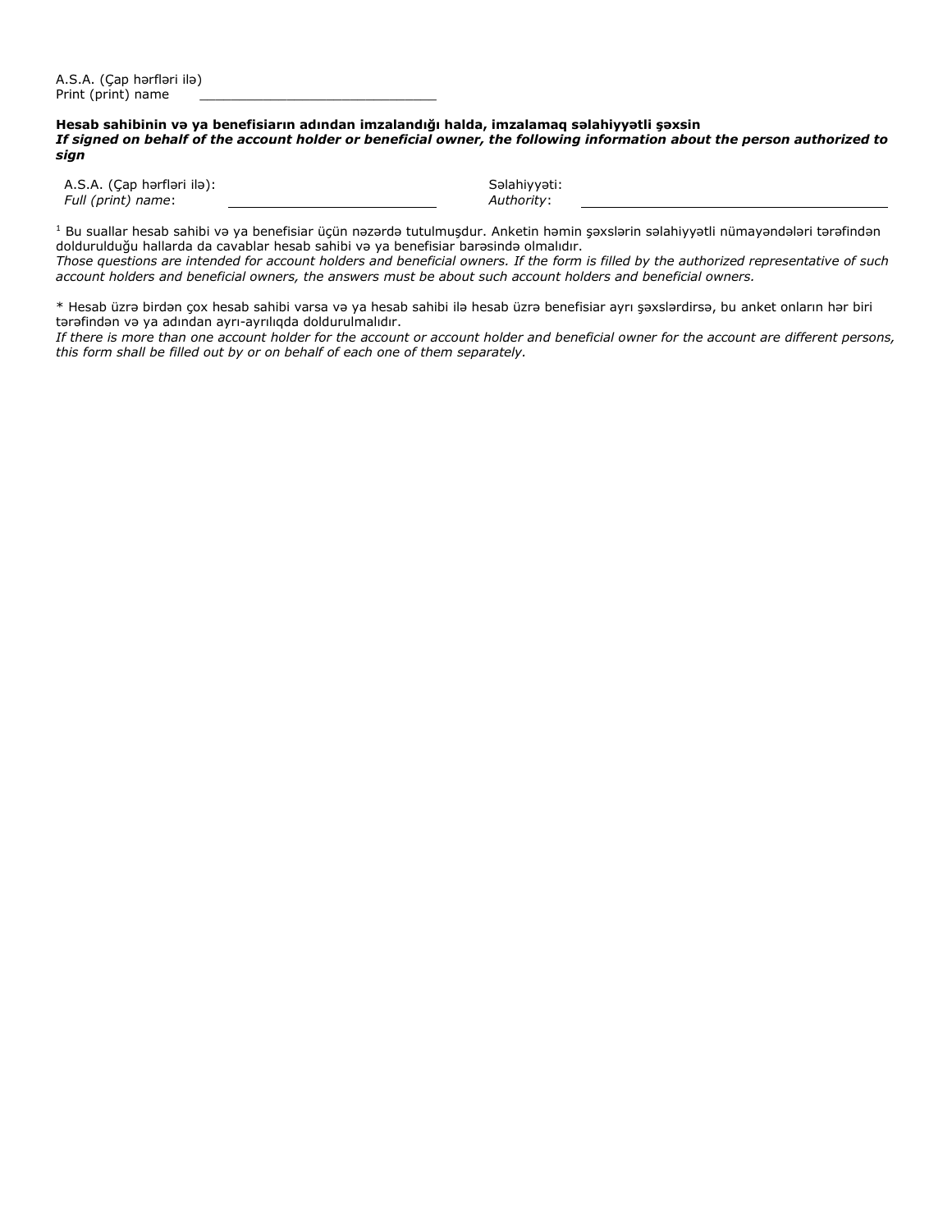A.S.A. (Çap hərfləri ilə)
Print (print) name ______________________________

**Hesab sahibinin və ya benefisiarın adından imzalandığı halda, imzalamaq səlahiyyətli şəxsin**
***If signed on behalf of the account holder or beneficial owner, the following information about the person authorized to sign***

| | | | |
|---|---|---|---|
| A.S.A. (Çap hərfləri ilə):<br>*Full (print) name*: | ______________________________ | Səlahiyyəti:<br>*Authority*: | ______________________________ |

[1] Bu suallar hesab sahibi və ya benefisiar üçün nəzərdə tutulmuşdur. Anketin həmin şəxslərin səlahiyyətli nümayəndələri tərəfindən doldurulduğu hallarda da cavablar hesab sahibi və ya benefisiar barəsində olmalıdır.
*Those questions are intended for account holders and beneficial owners. If the form is filled by the authorized representative of such account holders and beneficial owners, the answers must be about such account holders and beneficial owners.*

* Hesab üzrə birdən çox hesab sahibi varsa və ya hesab sahibi ilə hesab üzrə benefisiar ayrı şəxslərdirsə, bu anket onların hər biri tərəfindən və ya adından ayrı-ayrılıqda doldurulmalıdır.
*If there is more than one account holder for the account or account holder and beneficial owner for the account are different persons, this form shall be filled out by or on behalf of each one of them separately.*